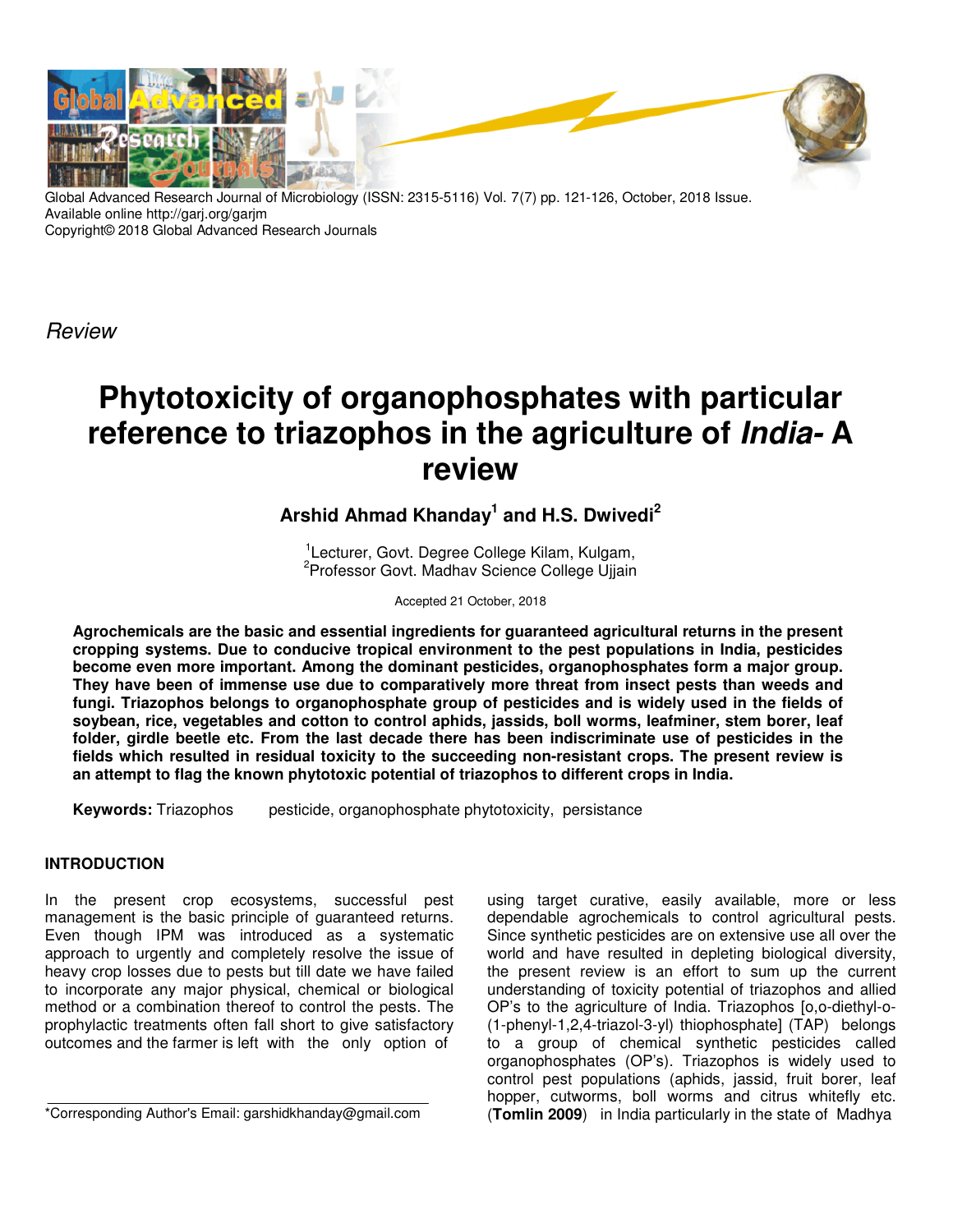Global Advanced Research Journal of Microbiology (ISSN: 2315-5116) Vol. 7(7) pp. 121-126, October, 2018 Issue.
Available online http://garj.org/garjm
Copyright© 2018 Global Advanced Research Journals

*Review*

# Phytotoxicity of organophosphates with particular reference to triazophos in the agriculture of *India*- A review

**Arshid Ahmad Khanday[1] and H.S. Dwivedi[2]**

[1]Lecturer, Govt. Degree College Kilam, Kulgam,
[2]Professor Govt. Madhav Science College Ujjain

Accepted 21 October, 2018

**Agrochemicals are the basic and essential ingredients for guaranteed agricultural returns in the present cropping systems. Due to conducive tropical environment to the pest populations in India, pesticides become even more important. Among the dominant pesticides, organophosphates form a major group. They have been of immense use due to comparatively more threat from insect pests than weeds and fungi. Triazophos belongs to organophosphate group of pesticides and is widely used in the fields of soybean, rice, vegetables and cotton to control aphids, jassids, boll worms, leafminer, stem borer, leaf folder, girdle beetle etc. From the last decade there has been indiscriminate use of pesticides in the fields which resulted in residual toxicity to the succeeding non-resistant crops. The present review is an attempt to flag the known phytotoxic potential of triazophos to different crops in India.**

**Keywords:** Triazophos pesticide, organophosphate phytotoxicity, persistance

## INTRODUCTION

In the present crop ecosystems, successful pest management is the basic principle of guaranteed returns. Even though IPM was introduced as a systematic approach to urgently and completely resolve the issue of heavy crop losses due to pests but till date we have failed to incorporate any major physical, chemical or biological method or a combination thereof to control the pests. The prophylactic treatments often fall short to give satisfactory outcomes and the farmer is left with the only option of using target curative, easily available, more or less dependable agrochemicals to control agricultural pests. Since synthetic pesticides are on extensive use all over the world and have resulted in depleting biological diversity, the present review is an effort to sum up the current understanding of toxicity potential of triazophos and allied OP's to the agriculture of India. Triazophos [o,o-diethyl-o-(1-phenyl-1,2,4-triazol-3-yl) thiophosphate] (TAP) belongs to a group of chemical synthetic pesticides called organophosphates (OP's). Triazophos is widely used to control pest populations (aphids, jassid, fruit borer, leaf hopper, cutworms, boll worms and citrus whitefly etc. (**Tomlin 2009**) in India particularly in the state of Madhya

*Corresponding Author's Email: garshidkhanday@gmail.com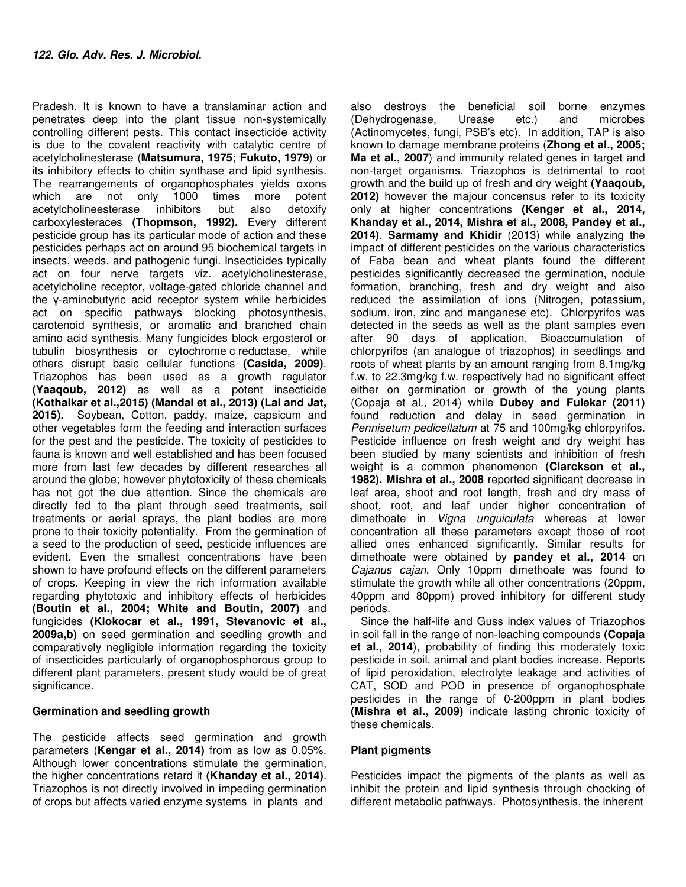Pradesh. It is known to have a translaminar action and penetrates deep into the plant tissue non-systemically controlling different pests. This contact insecticide activity is due to the covalent reactivity with catalytic centre of acetylcholinesterase (**Matsumura, 1975; Fukuto, 1979**) or its inhibitory effects to chitin synthase and lipid synthesis. The rearrangements of organophosphates yields oxons which are not only 1000 times more potent acetylcholineesterase inhibitors but also detoxify carboxylesteraces **(Thopmson, 1992).** Every different pesticide group has its particular mode of action and these pesticides perhaps act on around 95 biochemical targets in insects, weeds, and pathogenic fungi. Insecticides typically act on four nerve targets viz. acetylcholinesterase, acetylcholine receptor, voltage-gated chloride channel and the γ-aminobutyric acid receptor system while herbicides act on specific pathways blocking photosynthesis, carotenoid synthesis, or aromatic and branched chain amino acid synthesis. Many fungicides block ergosterol or tubulin biosynthesis or cytochrome c reductase, while others disrupt basic cellular functions **(Casida, 2009)**. Triazophos has been used as a growth regulator **(Yaaqoub, 2012)** as well as a potent insecticide **(Kothalkar et al.,2015) (Mandal et al., 2013) (Lal and Jat, 2015).** Soybean, Cotton, paddy, maize, capsicum and other vegetables form the feeding and interaction surfaces for the pest and the pesticide. The toxicity of pesticides to fauna is known and well established and has been focused more from last few decades by different researches all around the globe; however phytotoxicity of these chemicals has not got the due attention. Since the chemicals are directly fed to the plant through seed treatments, soil treatments or aerial sprays, the plant bodies are more prone to their toxicity potentiality. From the germination of a seed to the production of seed, pesticide influences are evident. Even the smallest concentrations have been shown to have profound effects on the different parameters of crops. Keeping in view the rich information available regarding phytotoxic and inhibitory effects of herbicides **(Boutin et al., 2004; White and Boutin, 2007)** and fungicides **(Klokocar et al., 1991, Stevanovic et al., 2009a,b)** on seed germination and seedling growth and comparatively negligible information regarding the toxicity of insecticides particularly of organophosphorous group to different plant parameters, present study would be of great significance.

## Germination and seedling growth

The pesticide affects seed germination and growth parameters (**Kengar et al., 2014)** from as low as 0.05%. Although lower concentrations stimulate the germination, the higher concentrations retard it **(Khanday et al., 2014)**. Triazophos is not directly involved in impeding germination of crops but affects varied enzyme systems in plants and also destroys the beneficial soil borne enzymes (Dehydrogenase, Urease etc.) and microbes (Actinomycetes, fungi, PSB's etc). In addition, TAP is also known to damage membrane proteins (**Zhong et al., 2005; Ma et al., 2007**) and immunity related genes in target and non-target organisms. Triazophos is detrimental to root growth and the build up of fresh and dry weight **(Yaaqoub, 2012)** however the majour concensus refer to its toxicity only at higher concentrations **(Kenger et al., 2014, Khanday et al., 2014, Mishra et al., 2008, Pandey et al., 2014)**. **Sarmamy and Khidir** (2013) while analyzing the impact of different pesticides on the various characteristics of Faba bean and wheat plants found the different pesticides significantly decreased the germination, nodule formation, branching, fresh and dry weight and also reduced the assimilation of ions (Nitrogen, potassium, sodium, iron, zinc and manganese etc). Chlorpyrifos was detected in the seeds as well as the plant samples even after 90 days of application. Bioaccumulation of chlorpyrifos (an analogue of triazophos) in seedlings and roots of wheat plants by an amount ranging from 8.1mg/kg f.w. to 22.3mg/kg f.w. respectively had no significant effect either on germination or growth of the young plants (Copaja et al., 2014) while **Dubey and Fulekar (2011)** found reduction and delay in seed germination in *Pennisetum pedicellatum* at 75 and 100mg/kg chlorpyrifos. Pesticide influence on fresh weight and dry weight has been studied by many scientists and inhibition of fresh weight is a common phenomenon **(Clarckson et al., 1982). Mishra et al., 2008** reported significant decrease in leaf area, shoot and root length, fresh and dry mass of shoot, root, and leaf under higher concentration of dimethoate in *Vigna unguiculata* whereas at lower concentration all these parameters except those of root allied ones enhanced significantly. Similar results for dimethoate were obtained by **pandey et al., 2014** on *Cajanus cajan*. Only 10ppm dimethoate was found to stimulate the growth while all other concentrations (20ppm, 40ppm and 80ppm) proved inhibitory for different study periods.

Since the half-life and Guss index values of Triazophos in soil fall in the range of non-leaching compounds **(Copaja et al., 2014**), probability of finding this moderately toxic pesticide in soil, animal and plant bodies increase. Reports of lipid peroxidation, electrolyte leakage and activities of CAT, SOD and POD in presence of organophosphate pesticides in the range of 0-200ppm in plant bodies **(Mishra et al., 2009)** indicate lasting chronic toxicity of these chemicals.

## Plant pigments

Pesticides impact the pigments of the plants as well as inhibit the protein and lipid synthesis through chocking of different metabolic pathways. Photosynthesis, the inherent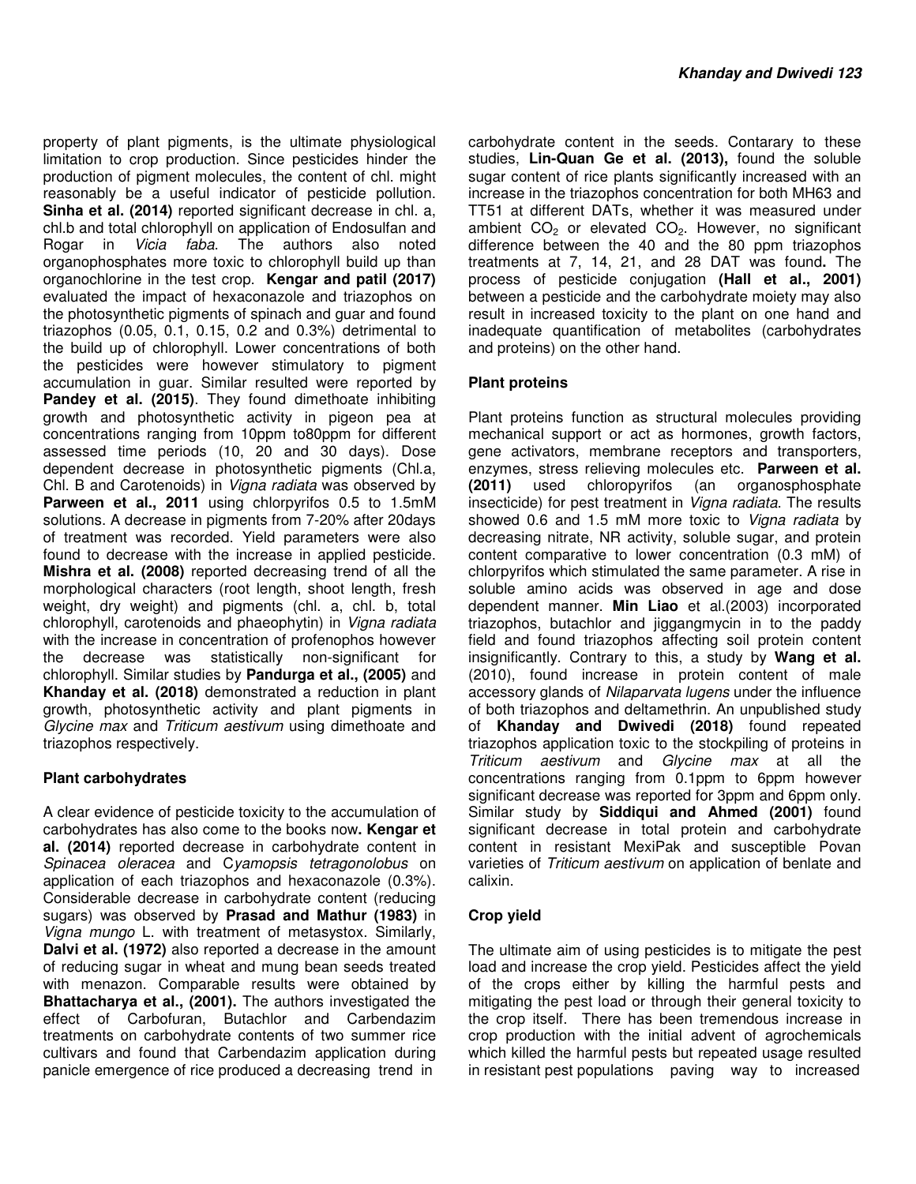property of plant pigments, is the ultimate physiological limitation to crop production. Since pesticides hinder the production of pigment molecules, the content of chl. might reasonably be a useful indicator of pesticide pollution. **Sinha et al. (2014)** reported significant decrease in chl. a, chl.b and total chlorophyll on application of Endosulfan and Rogar in *Vicia faba*. The authors also noted organophosphates more toxic to chlorophyll build up than organochlorine in the test crop. **Kengar and patil (2017)** evaluated the impact of hexaconazole and triazophos on the photosynthetic pigments of spinach and guar and found triazophos (0.05, 0.1, 0.15, 0.2 and 0.3%) detrimental to the build up of chlorophyll. Lower concentrations of both the pesticides were however stimulatory to pigment accumulation in guar. Similar resulted were reported by **Pandey et al. (2015)**. They found dimethoate inhibiting growth and photosynthetic activity in pigeon pea at concentrations ranging from 10ppm to80ppm for different assessed time periods (10, 20 and 30 days). Dose dependent decrease in photosynthetic pigments (Chl.a, Chl. B and Carotenoids) in *Vigna radiata* was observed by **Parween et al., 2011** using chlorpyrifos 0.5 to 1.5mM solutions. A decrease in pigments from 7-20% after 20days of treatment was recorded. Yield parameters were also found to decrease with the increase in applied pesticide. **Mishra et al. (2008)** reported decreasing trend of all the morphological characters (root length, shoot length, fresh weight, dry weight) and pigments (chl. a, chl. b, total chlorophyll, carotenoids and phaeophytin) in *Vigna radiata* with the increase in concentration of profenophos however the decrease was statistically non-significant for chlorophyll. Similar studies by **Pandurga et al., (2005)** and **Khanday et al. (2018)** demonstrated a reduction in plant growth, photosynthetic activity and plant pigments in *Glycine max* and *Triticum aestivum* using dimethoate and triazophos respectively.

### Plant carbohydrates

A clear evidence of pesticide toxicity to the accumulation of carbohydrates has also come to the books now**. Kengar et al. (2014)** reported decrease in carbohydrate content in *Spinacea oleracea* and C*yamopsis tetragonolobus* on application of each triazophos and hexaconazole (0.3%). Considerable decrease in carbohydrate content (reducing sugars) was observed by **Prasad and Mathur (1983)** in *Vigna mungo* L. with treatment of metasystox. Similarly, **Dalvi et al. (1972)** also reported a decrease in the amount of reducing sugar in wheat and mung bean seeds treated with menazon. Comparable results were obtained by **Bhattacharya et al., (2001).** The authors investigated the effect of Carbofuran, Butachlor and Carbendazim treatments on carbohydrate contents of two summer rice cultivars and found that Carbendazim application during panicle emergence of rice produced a decreasing trend in carbohydrate content in the seeds. Contarary to these studies, **Lin-Quan Ge et al. (2013),** found the soluble sugar content of rice plants significantly increased with an increase in the triazophos concentration for both MH63 and TT51 at different DATs, whether it was measured under ambient $CO_2$ or elevated $CO_2$. However, no significant difference between the 40 and the 80 ppm triazophos treatments at 7, 14, 21, and 28 DAT was found**.** The process of pesticide conjugation **(Hall et al., 2001)** between a pesticide and the carbohydrate moiety may also result in increased toxicity to the plant on one hand and inadequate quantification of metabolites (carbohydrates and proteins) on the other hand.

### Plant proteins

Plant proteins function as structural molecules providing mechanical support or act as hormones, growth factors, gene activators, membrane receptors and transporters, enzymes, stress relieving molecules etc. **Parween et al. (2011)** used chloropyrifos (an organosphosphate insecticide) for pest treatment in *Vigna radiata*. The results showed 0.6 and 1.5 mM more toxic to *Vigna radiata* by decreasing nitrate, NR activity, soluble sugar, and protein content comparative to lower concentration (0.3 mM) of chlorpyrifos which stimulated the same parameter. A rise in soluble amino acids was observed in age and dose dependent manner. **Min Liao** et al.(2003) incorporated triazophos, butachlor and jiggangmycin in to the paddy field and found triazophos affecting soil protein content insignificantly. Contrary to this, a study by **Wang et al.** (2010), found increase in protein content of male accessory glands of *Nilaparvata lugens* under the influence of both triazophos and deltamethrin. An unpublished study of **Khanday and Dwivedi (2018)** found repeated triazophos application toxic to the stockpiling of proteins in *Triticum aestivum* and *Glycine max* at all the concentrations ranging from 0.1ppm to 6ppm however significant decrease was reported for 3ppm and 6ppm only. Similar study by **Siddiqui and Ahmed (2001)** found significant decrease in total protein and carbohydrate content in resistant MexiPak and susceptible Povan varieties of *Triticum aestivum* on application of benlate and calixin.

### Crop yield

The ultimate aim of using pesticides is to mitigate the pest load and increase the crop yield. Pesticides affect the yield of the crops either by killing the harmful pests and mitigating the pest load or through their general toxicity to the crop itself. There has been tremendous increase in crop production with the initial advent of agrochemicals which killed the harmful pests but repeated usage resulted in resistant pest populations paving way to increased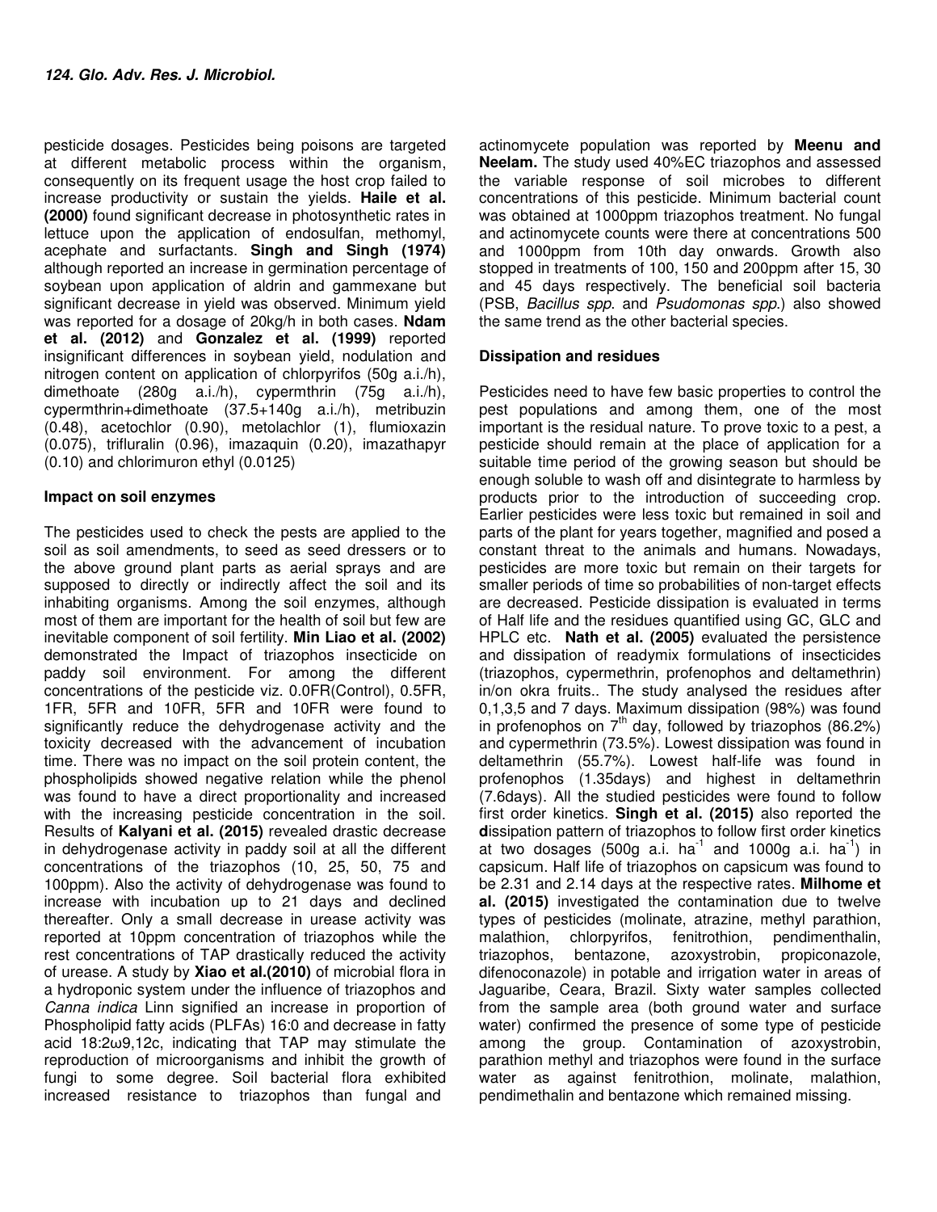pesticide dosages. Pesticides being poisons are targeted at different metabolic process within the organism, consequently on its frequent usage the host crop failed to increase productivity or sustain the yields. **Haile et al. (2000)** found significant decrease in photosynthetic rates in lettuce upon the application of endosulfan, methomyl, acephate and surfactants. **Singh and Singh (1974)** although reported an increase in germination percentage of soybean upon application of aldrin and gammexane but significant decrease in yield was observed. Minimum yield was reported for a dosage of 20kg/h in both cases. **Ndam et al. (2012)** and **Gonzalez et al. (1999)** reported insignificant differences in soybean yield, nodulation and nitrogen content on application of chlorpyrifos (50g a.i./h), dimethoate (280g a.i./h), cypermthrin (75g a.i./h), cypermthrin+dimethoate (37.5+140g a.i./h), metribuzin (0.48), acetochlor (0.90), metolachlor (1), flumioxazin (0.075), trifluralin (0.96), imazaquin (0.20), imazathapyr (0.10) and chlorimuron ethyl (0.0125)

**Impact on soil enzymes**

The pesticides used to check the pests are applied to the soil as soil amendments, to seed as seed dressers or to the above ground plant parts as aerial sprays and are supposed to directly or indirectly affect the soil and its inhabiting organisms. Among the soil enzymes, although most of them are important for the health of soil but few are inevitable component of soil fertility. **Min Liao et al. (2002)** demonstrated the Impact of triazophos insecticide on paddy soil environment. For among the different concentrations of the pesticide viz. 0.0FR(Control), 0.5FR, 1FR, 5FR and 10FR, 5FR and 10FR were found to significantly reduce the dehydrogenase activity and the toxicity decreased with the advancement of incubation time. There was no impact on the soil protein content, the phospholipids showed negative relation while the phenol was found to have a direct proportionality and increased with the increasing pesticide concentration in the soil. Results of **Kalyani et al. (2015)** revealed drastic decrease in dehydrogenase activity in paddy soil at all the different concentrations of the triazophos (10, 25, 50, 75 and 100ppm). Also the activity of dehydrogenase was found to increase with incubation up to 21 days and declined thereafter. Only a small decrease in urease activity was reported at 10ppm concentration of triazophos while the rest concentrations of TAP drastically reduced the activity of urease. A study by **Xiao et al.(2010)** of microbial flora in a hydroponic system under the influence of triazophos and *Canna indica* Linn signified an increase in proportion of Phospholipid fatty acids (PLFAs) 16:0 and decrease in fatty acid 18:2ω9,12c, indicating that TAP may stimulate the reproduction of microorganisms and inhibit the growth of fungi to some degree. Soil bacterial flora exhibited increased resistance to triazophos than fungal and actinomycete population was reported by **Meenu and Neelam.** The study used 40%EC triazophos and assessed the variable response of soil microbes to different concentrations of this pesticide. Minimum bacterial count was obtained at 1000ppm triazophos treatment. No fungal and actinomycete counts were there at concentrations 500 and 1000ppm from 10th day onwards. Growth also stopped in treatments of 100, 150 and 200ppm after 15, 30 and 45 days respectively. The beneficial soil bacteria (PSB, *Bacillus spp.* and *Psudomonas spp.*) also showed the same trend as the other bacterial species.

**Dissipation and residues**

Pesticides need to have few basic properties to control the pest populations and among them, one of the most important is the residual nature. To prove toxic to a pest, a pesticide should remain at the place of application for a suitable time period of the growing season but should be enough soluble to wash off and disintegrate to harmless by products prior to the introduction of succeeding crop. Earlier pesticides were less toxic but remained in soil and parts of the plant for years together, magnified and posed a constant threat to the animals and humans. Nowadays, pesticides are more toxic but remain on their targets for smaller periods of time so probabilities of non-target effects are decreased. Pesticide dissipation is evaluated in terms of Half life and the residues quantified using GC, GLC and HPLC etc. **Nath et al. (2005)** evaluated the persistence and dissipation of readymix formulations of insecticides (triazophos, cypermethrin, profenophos and deltamethrin) in/on okra fruits.. The study analysed the residues after 0,1,3,5 and 7 days. Maximum dissipation (98%) was found in profenophos on 7th day, followed by triazophos (86.2%) and cypermethrin (73.5%). Lowest dissipation was found in deltamethrin (55.7%). Lowest half-life was found in profenophos (1.35days) and highest in deltamethrin (7.6days). All the studied pesticides were found to follow first order kinetics. **Singh et al. (2015)** also reported the dissipation pattern of triazophos to follow first order kinetics at two dosages (500g a.i. $ha^{-1}$ and 1000g a.i. $ha^{-1}$) in capsicum. Half life of triazophos on capsicum was found to be 2.31 and 2.14 days at the respective rates. **Milhome et al. (2015)** investigated the contamination due to twelve types of pesticides (molinate, atrazine, methyl parathion, malathion, chlorpyrifos, fenitrothion, pendimenthalin, triazophos, bentazone, azoxystrobin, propiconazole, difenoconazole) in potable and irrigation water in areas of Jaguaribe, Ceara, Brazil. Sixty water samples collected from the sample area (both ground water and surface water) confirmed the presence of some type of pesticide among the group. Contamination of azoxystrobin, parathion methyl and triazophos were found in the surface water as against fenitrothion, molinate, malathion, pendimethalin and bentazone which remained missing.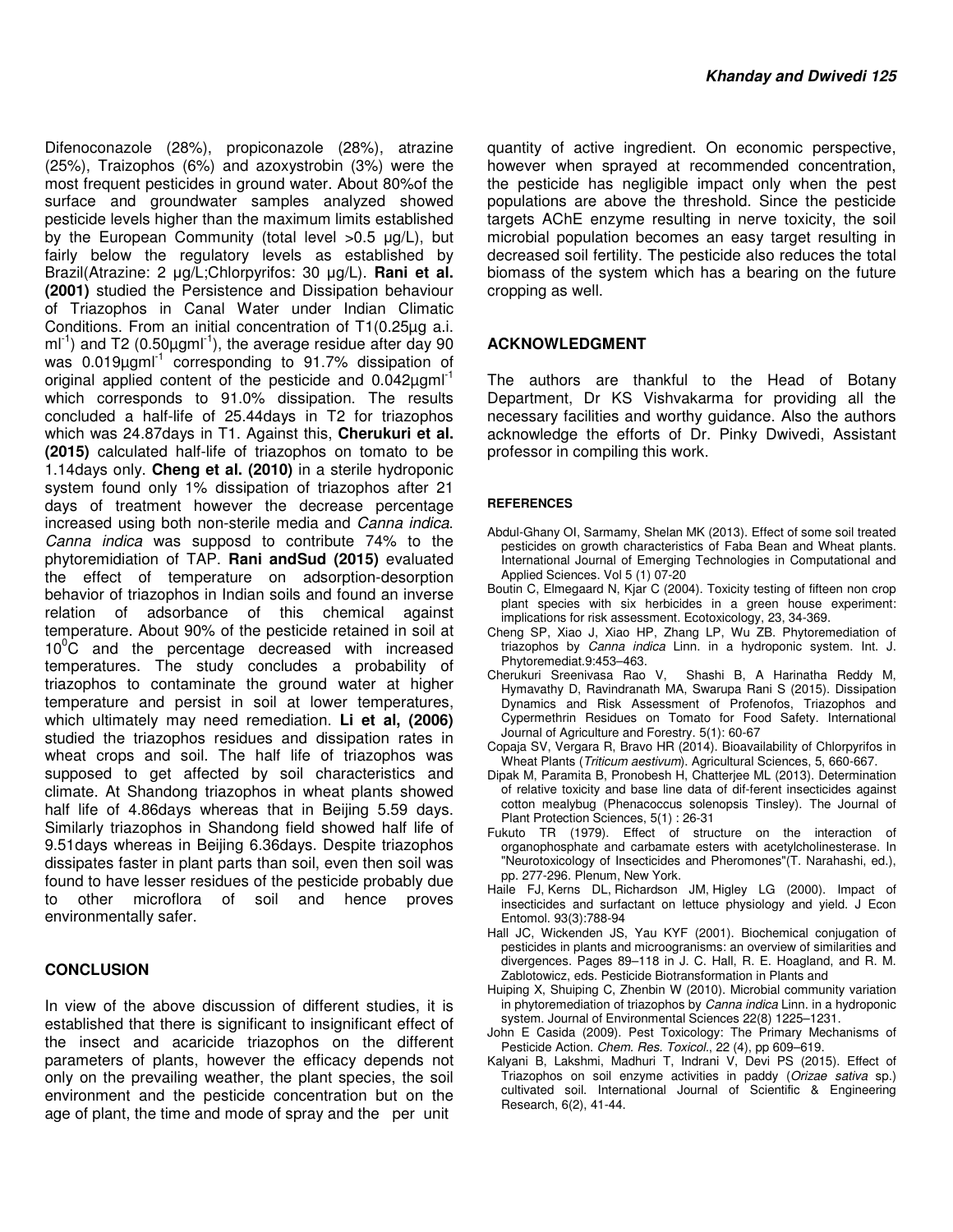Difenoconazole (28%), propiconazole (28%), atrazine (25%), Traizophos (6%) and azoxystrobin (3%) were the most frequent pesticides in ground water. About 80%of the surface and groundwater samples analyzed showed pesticide levels higher than the maximum limits established by the European Community (total level >0.5 µg/L), but fairly below the regulatory levels as established by Brazil(Atrazine: 2 µg/L;Chlorpyrifos: 30 µg/L). **Rani et al. (2001)** studied the Persistence and Dissipation behaviour of Triazophos in Canal Water under Indian Climatic Conditions. From an initial concentration of T1(0.25µg a.i. $ml^{-1}$) and T2 (0.50µg$ml^{-1}$), the average residue after day 90 was 0.019µg$ml^{-1}$ corresponding to 91.7% dissipation of original applied content of the pesticide and 0.042µg$ml^{-1}$ which corresponds to 91.0% dissipation. The results concluded a half-life of 25.44days in T2 for triazophos which was 24.87days in T1. Against this, **Cherukuri et al. (2015)** calculated half-life of triazophos on tomato to be 1.14days only. **Cheng et al. (2010)** in a sterile hydroponic system found only 1% dissipation of triazophos after 21 days of treatment however the decrease percentage increased using both non-sterile media and *Canna indica*. *Canna indica* was supposd to contribute 74% to the phytoremidiation of TAP. **Rani andSud (2015)** evaluated the effect of temperature on adsorption-desorption behavior of triazophos in Indian soils and found an inverse relation of adsorbance of this chemical against temperature. About 90% of the pesticide retained in soil at $10^{0}$C and the percentage decreased with increased temperatures. The study concludes a probability of triazophos to contaminate the ground water at higher temperature and persist in soil at lower temperatures, which ultimately may need remediation. **Li et al, (2006)** studied the triazophos residues and dissipation rates in wheat crops and soil. The half life of triazophos was supposed to get affected by soil characteristics and climate. At Shandong triazophos in wheat plants showed half life of 4.86days whereas that in Beijing 5.59 days. Similarly triazophos in Shandong field showed half life of 9.51days whereas in Beijing 6.36days. Despite triazophos dissipates faster in plant parts than soil, even then soil was found to have lesser residues of the pesticide probably due to other microflora of soil and hence proves environmentally safer.

## CONCLUSION

In view of the above discussion of different studies, it is established that there is significant to insignificant effect of the insect and acaricide triazophos on the different parameters of plants, however the efficacy depends not only on the prevailing weather, the plant species, the soil environment and the pesticide concentration but on the age of plant, the time and mode of spray and the per unit quantity of active ingredient. On economic perspective, however when sprayed at recommended concentration, the pesticide has negligible impact only when the pest populations are above the threshold. Since the pesticide targets AChE enzyme resulting in nerve toxicity, the soil microbial population becomes an easy target resulting in decreased soil fertility. The pesticide also reduces the total biomass of the system which has a bearing on the future cropping as well.

## ACKNOWLEDGMENT

The authors are thankful to the Head of Botany Department, Dr KS Vishvakarma for providing all the necessary facilities and worthy guidance. Also the authors acknowledge the efforts of Dr. Pinky Dwivedi, Assistant professor in compiling this work.

## REFERENCES

Abdul-Ghany OI, Sarmamy, Shelan MK (2013). Effect of some soil treated pesticides on growth characteristics of Faba Bean and Wheat plants. International Journal of Emerging Technologies in Computational and Applied Sciences. Vol 5 (1) 07-20

Boutin C, Elmegaard N, Kjar C (2004). Toxicity testing of fifteen non crop plant species with six herbicides in a green house experiment: implications for risk assessment. Ecotoxicology, 23, 34-369.

Cheng SP, Xiao J, Xiao HP, Zhang LP, Wu ZB. Phytoremediation of triazophos by *Canna indica* Linn. in a hydroponic system. Int. J. Phytoremediat.9:453–463.

Cherukuri Sreenivasa Rao V, Shashi B, A Harinatha Reddy M, Hymavathy D, Ravindranath MA, Swarupa Rani S (2015). Dissipation Dynamics and Risk Assessment of Profenofos, Triazophos and Cypermethrin Residues on Tomato for Food Safety. International Journal of Agriculture and Forestry. 5(1): 60-67

Copaja SV, Vergara R, Bravo HR (2014). Bioavailability of Chlorpyrifos in Wheat Plants (*Triticum aestivum*). Agricultural Sciences, 5, 660-667.

Dipak M, Paramita B, Pronobesh H, Chatterjee ML (2013). Determination of relative toxicity and base line data of dif-ferent insecticides against cotton mealybug (Phenacoccus solenopsis Tinsley). The Journal of Plant Protection Sciences, 5(1) : 26-31

Fukuto TR (1979). Effect of structure on the interaction of organophosphate and carbamate esters with acetylcholinesterase. In "Neurotoxicology of Insecticides and Pheromones"(T. Narahashi, ed.), pp. 277-296. Plenum, New York.

Haile FJ, Kerns DL, Richardson JM, Higley LG (2000). Impact of insecticides and surfactant on lettuce physiology and yield. J Econ Entomol. 93(3):788-94

Hall JC, Wickenden JS, Yau KYF (2001). Biochemical conjugation of pesticides in plants and microorganisms: an overview of similarities and divergences. Pages 89–118 in J. C. Hall, R. E. Hoagland, and R. M. Zablotowicz, eds. Pesticide Biotransformation in Plants and

Huiping X, Shuiping C, Zhenbin W (2010). Microbial community variation in phytoremediation of triazophos by *Canna indica* Linn. in a hydroponic system. Journal of Environmental Sciences 22(8) 1225–1231.

John E Casida (2009). Pest Toxicology: The Primary Mechanisms of Pesticide Action. *Chem. Res. Toxicol*., 22 (4), pp 609–619.

Kalyani B, Lakshmi, Madhuri T, Indrani V, Devi PS (2015). Effect of Triazophos on soil enzyme activities in paddy (*Orizae sativa* sp.) cultivated soil. International Journal of Scientific & Engineering Research, 6(2), 41-44.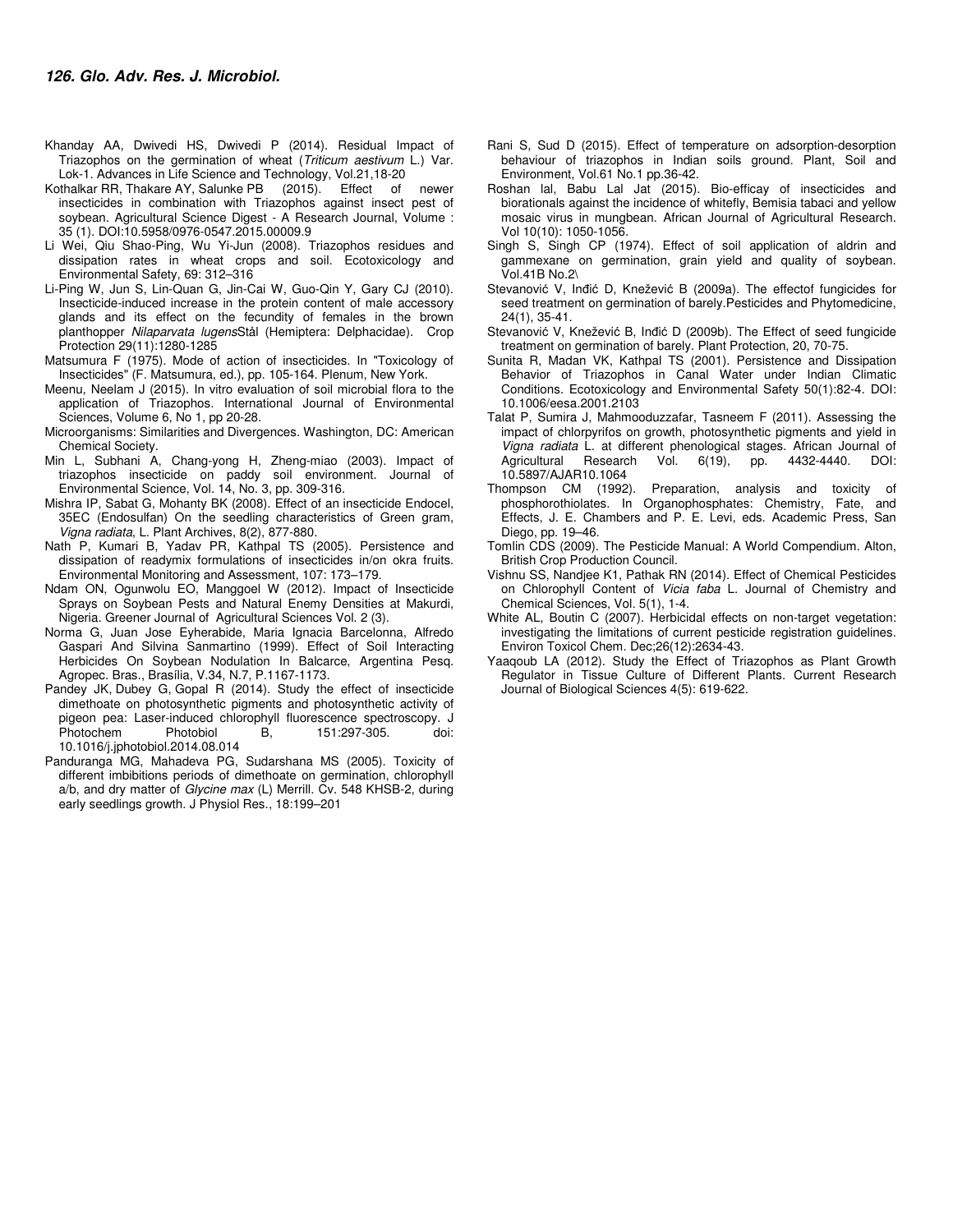Khanday AA, Dwivedi HS, Dwivedi P (2014). Residual Impact of Triazophos on the germination of wheat (*Triticum aestivum* L.) Var. Lok-1. Advances in Life Science and Technology, Vol.21,18-20

Kothalkar RR, Thakare AY, Salunke PB (2015). Effect of newer insecticides in combination with Triazophos against insect pest of soybean. Agricultural Science Digest - A Research Journal, Volume : 35 (1). DOI:10.5958/0976-0547.2015.00009.9

Li Wei, Qiu Shao-Ping, Wu Yi-Jun (2008). Triazophos residues and dissipation rates in wheat crops and soil. Ecotoxicology and Environmental Safety, 69: 312–316

Li-Ping W, Jun S, Lin-Quan G, Jin-Cai W, Guo-Qin Y, Gary CJ (2010). Insecticide-induced increase in the protein content of male accessory glands and its effect on the fecundity of females in the brown planthopper *Nilaparvata lugens*Stål (Hemiptera: Delphacidae). Crop Protection 29(11):1280-1285

Matsumura F (1975). Mode of action of insecticides. In "Toxicology of Insecticides" (F. Matsumura, ed.), pp. 105-164. Plenum, New York.

Meenu, Neelam J (2015). In vitro evaluation of soil microbial flora to the application of Triazophos. International Journal of Environmental Sciences, Volume 6, No 1, pp 20-28.

Microorganisms: Similarities and Divergences. Washington, DC: American Chemical Society.

Min L, Subhani A, Chang-yong H, Zheng-miao (2003). Impact of triazophos insecticide on paddy soil environment. Journal of Environmental Science, Vol. 14, No. 3, pp. 309-316.

Mishra IP, Sabat G, Mohanty BK (2008). Effect of an insecticide Endocel, 35EC (Endosulfan) On the seedling characteristics of Green gram, *Vigna radiata*, L. Plant Archives, 8(2), 877-880.

Nath P, Kumari B, Yadav PR, Kathpal TS (2005). Persistence and dissipation of readymix formulations of insecticides in/on okra fruits. Environmental Monitoring and Assessment, 107: 173–179.

Ndam ON, Ogunwolu EO, Manggoel W (2012). Impact of Insecticide Sprays on Soybean Pests and Natural Enemy Densities at Makurdi, Nigeria. Greener Journal of Agricultural Sciences Vol. 2 (3).

Norma G, Juan Jose Eyherabide, Maria Ignacia Barcelonna, Alfredo Gaspari And Silvina Sanmartino (1999). Effect of Soil Interacting Herbicides On Soybean Nodulation In Balcarce, Argentina Pesq. Agropec. Bras., Brasília, V.34, N.7, P.1167-1173.

Pandey JK, Dubey G, Gopal R (2014). Study the effect of insecticide dimethoate on photosynthetic pigments and photosynthetic activity of pigeon pea: Laser-induced chlorophyll fluorescence spectroscopy. J Photochem Photobiol B, 151:297-305. doi: 10.1016/j.jphotobiol.2014.08.014

Panduranga MG, Mahadeva PG, Sudarshana MS (2005). Toxicity of different imbibitions periods of dimethoate on germination, chlorophyll a/b, and dry matter of *Glycine max* (L) Merrill. Cv. 548 KHSB-2, during early seedlings growth. J Physiol Res., 18:199–201

Rani S, Sud D (2015). Effect of temperature on adsorption-desorption behaviour of triazophos in Indian soils ground. Plant, Soil and Environment, Vol.61 No.1 pp.36-42.

Roshan lal, Babu Lal Jat (2015). Bio-efficay of insecticides and biorationals against the incidence of whitefly, Bemisia tabaci and yellow mosaic virus in mungbean. African Journal of Agricultural Research. Vol 10(10): 1050-1056.

Singh S, Singh CP (1974). Effect of soil application of aldrin and gammexane on germination, grain yield and quality of soybean. Vol.41B No.2\

Stevanović V, Inđić D, Knežević B (2009a). The effectof fungicides for seed treatment on germination of barely.Pesticides and Phytomedicine, 24(1), 35-41.

Stevanović V, Knežević B, Inđić D (2009b). The Effect of seed fungicide treatment on germination of barely. Plant Protection, 20, 70-75.

Sunita R, Madan VK, Kathpal TS (2001). Persistence and Dissipation Behavior of Triazophos in Canal Water under Indian Climatic Conditions. Ecotoxicology and Environmental Safety 50(1):82-4. DOI: 10.1006/eesa.2001.2103

Talat P, Sumira J, Mahmooduzzafar, Tasneem F (2011). Assessing the impact of chlorpyrifos on growth, photosynthetic pigments and yield in *Vigna radiata* L. at different phenological stages. African Journal of Agricultural Research Vol. 6(19), pp. 4432-4440. DOI: 10.5897/AJAR10.1064

Thompson CM (1992). Preparation, analysis and toxicity of phosphorothiolates. In Organophosphates: Chemistry, Fate, and Effects, J. E. Chambers and P. E. Levi, eds. Academic Press, San Diego, pp. 19–46.

Tomlin CDS (2009). The Pesticide Manual: A World Compendium. Alton, British Crop Production Council.

Vishnu SS, Nandjee K1, Pathak RN (2014). Effect of Chemical Pesticides on Chlorophyll Content of *Vicia faba* L. Journal of Chemistry and Chemical Sciences, Vol. 5(1), 1-4.

White AL, Boutin C (2007). Herbicidal effects on non-target vegetation: investigating the limitations of current pesticide registration guidelines. Environ Toxicol Chem. Dec;26(12):2634-43.

Yaaqoub LA (2012). Study the Effect of Triazophos as Plant Growth Regulator in Tissue Culture of Different Plants. Current Research Journal of Biological Sciences 4(5): 619-622.